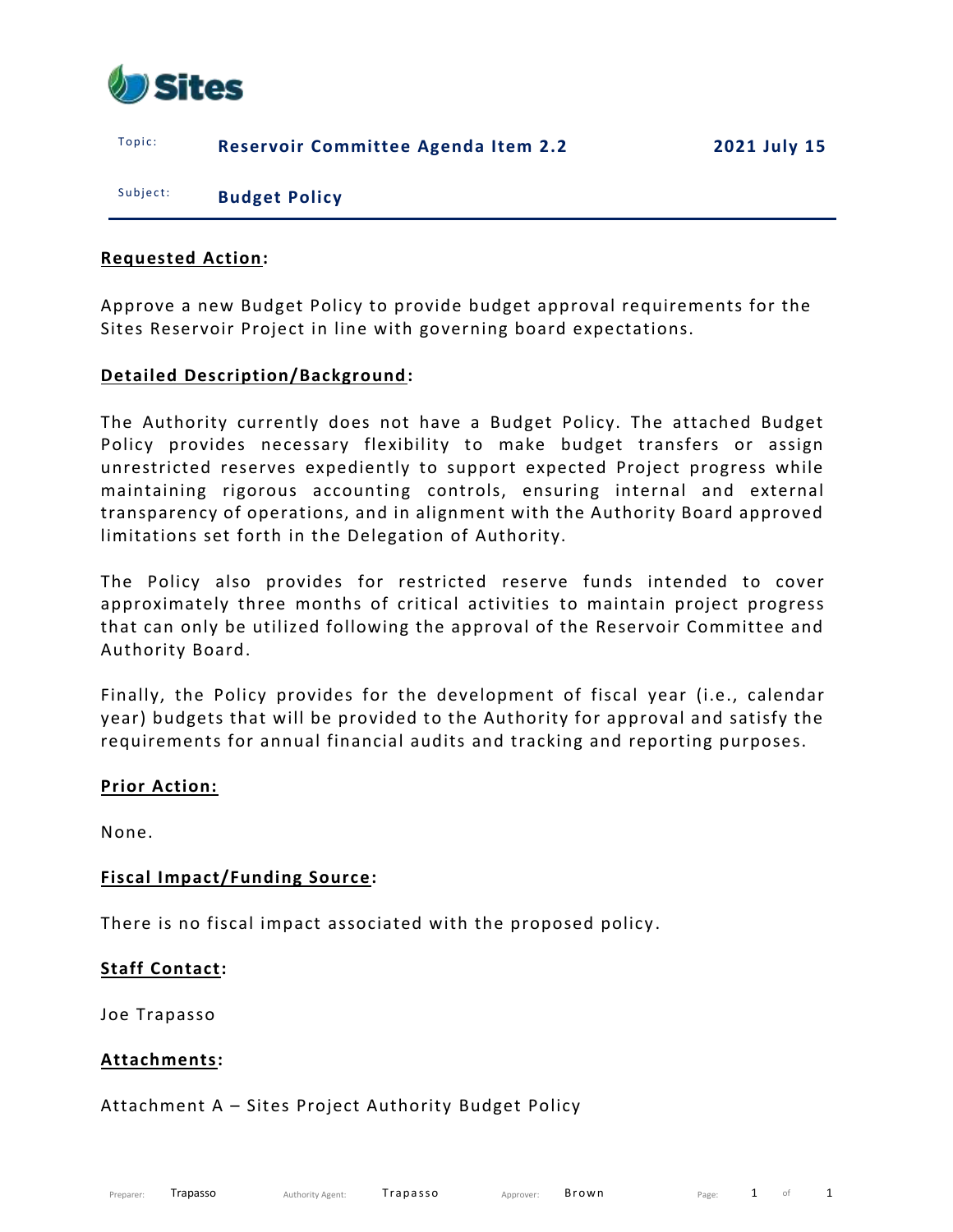Sites

| Topic: | **Reservoir Committee Agenda Item 2.2** | **2021 July 15** |
|---|---|---|
| Subject: | **Budget Policy** | |

**Requested Action:**

Approve a new Budget Policy to provide budget approval requirements for the Sites Reservoir Project in line with governing board expectations.

**Detailed Description/Background:**

The Authority currently does not have a Budget Policy. The attached Budget Policy provides necessary flexibility to make budget transfers or assign unrestricted reserves expediently to support expected Project progress while maintaining rigorous accounting controls, ensuring internal and external transparency of operations, and in alignment with the Authority Board approved limitations set forth in the Delegation of Authority.

The Policy also provides for restricted reserve funds intended to cover approximately three months of critical activities to maintain project progress that can only be utilized following the approval of the Reservoir Committee and Authority Board.

Finally, the Policy provides for the development of fiscal year (i.e., calendar year) budgets that will be provided to the Authority for approval and satisfy the requirements for annual financial audits and tracking and reporting purposes.

**Prior Action:**

None.

**Fiscal Impact/Funding Source:**

There is no fiscal impact associated with the proposed policy.

**Staff Contact:**

Joe Trapasso

**Attachments:**

Attachment A – Sites Project Authority Budget Policy

Preparer: Trapasso Authority Agent: Trapasso Approver: Brown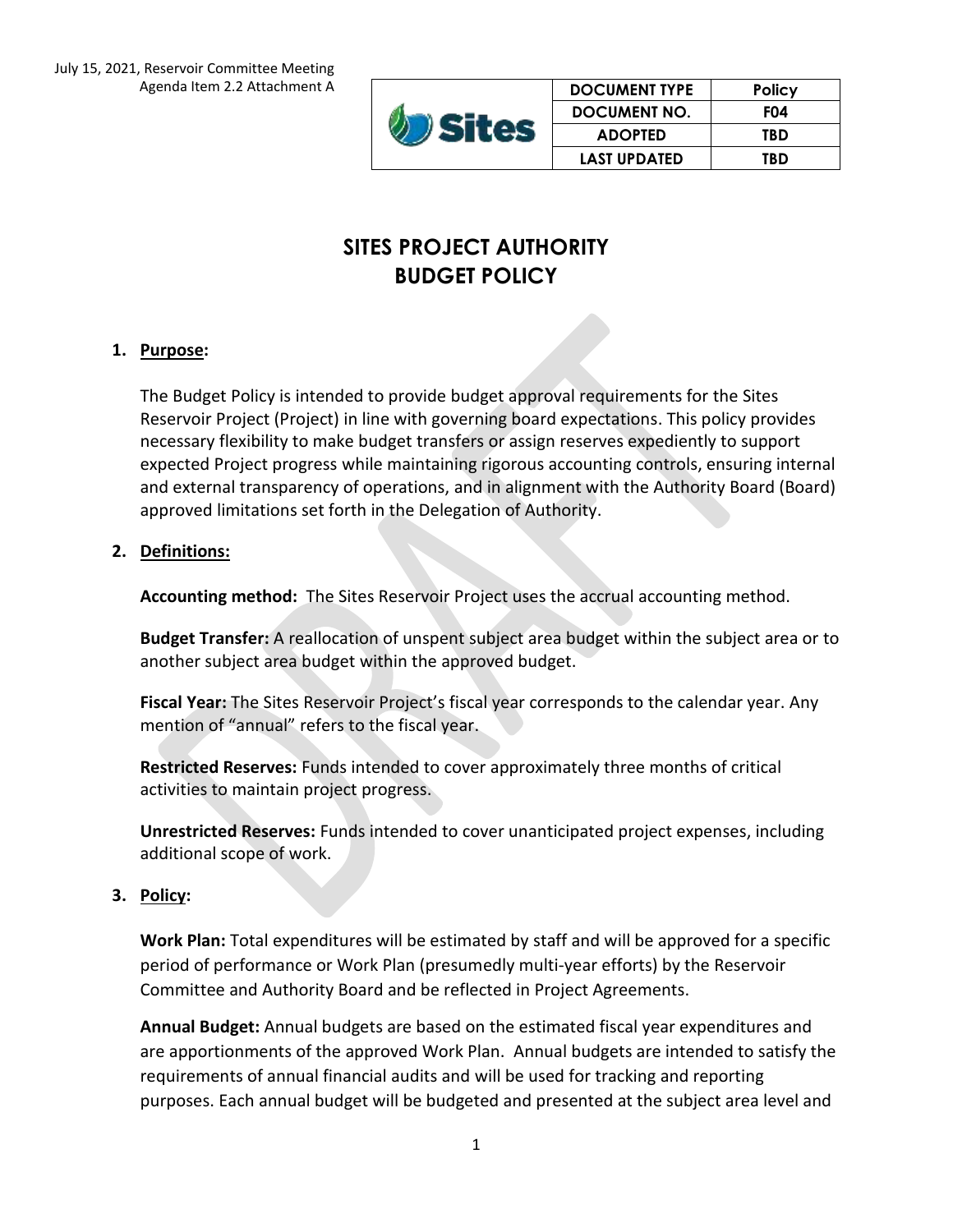July 15, 2021, Reservoir Committee Meeting
Agenda Item 2.2 Attachment A

| DOCUMENT TYPE | Policy |
|---|---|
| DOCUMENT NO. | F04 |
| ADOPTED | TBD |
| LAST UPDATED | TBD |

# SITES PROJECT AUTHORITY
# BUDGET POLICY

## 1. Purpose:

The Budget Policy is intended to provide budget approval requirements for the Sites Reservoir Project (Project) in line with governing board expectations. This policy provides necessary flexibility to make budget transfers or assign reserves expediently to support expected Project progress while maintaining rigorous accounting controls, ensuring internal and external transparency of operations, and in alignment with the Authority Board (Board) approved limitations set forth in the Delegation of Authority.

## 2. Definitions:

**Accounting method:** The Sites Reservoir Project uses the accrual accounting method.

**Budget Transfer:** A reallocation of unspent subject area budget within the subject area or to another subject area budget within the approved budget.

**Fiscal Year:** The Sites Reservoir Project's fiscal year corresponds to the calendar year. Any mention of "annual" refers to the fiscal year.

**Restricted Reserves:** Funds intended to cover approximately three months of critical activities to maintain project progress.

**Unrestricted Reserves:** Funds intended to cover unanticipated project expenses, including additional scope of work.

## 3. Policy:

**Work Plan:** Total expenditures will be estimated by staff and will be approved for a specific period of performance or Work Plan (presumedly multi-year efforts) by the Reservoir Committee and Authority Board and be reflected in Project Agreements.

**Annual Budget:** Annual budgets are based on the estimated fiscal year expenditures and are apportionments of the approved Work Plan. Annual budgets are intended to satisfy the requirements of annual financial audits and will be used for tracking and reporting purposes. Each annual budget will be budgeted and presented at the subject area level and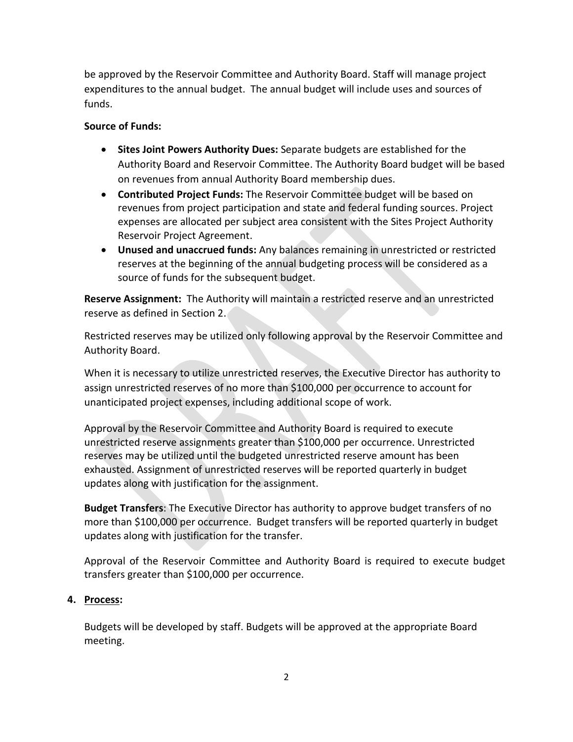be approved by the Reservoir Committee and Authority Board. Staff will manage project expenditures to the annual budget. The annual budget will include uses and sources of funds.

**Source of Funds:**

- **Sites Joint Powers Authority Dues:** Separate budgets are established for the Authority Board and Reservoir Committee. The Authority Board budget will be based on revenues from annual Authority Board membership dues.
- **Contributed Project Funds:** The Reservoir Committee budget will be based on revenues from project participation and state and federal funding sources. Project expenses are allocated per subject area consistent with the Sites Project Authority Reservoir Project Agreement.
- **Unused and unaccrued funds:** Any balances remaining in unrestricted or restricted reserves at the beginning of the annual budgeting process will be considered as a source of funds for the subsequent budget.

**Reserve Assignment:** The Authority will maintain a restricted reserve and an unrestricted reserve as defined in Section 2.

Restricted reserves may be utilized only following approval by the Reservoir Committee and Authority Board.

When it is necessary to utilize unrestricted reserves, the Executive Director has authority to assign unrestricted reserves of no more than $100,000 per occurrence to account for unanticipated project expenses, including additional scope of work.

Approval by the Reservoir Committee and Authority Board is required to execute unrestricted reserve assignments greater than $100,000 per occurrence. Unrestricted reserves may be utilized until the budgeted unrestricted reserve amount has been exhausted. Assignment of unrestricted reserves will be reported quarterly in budget updates along with justification for the assignment.

**Budget Transfers**: The Executive Director has authority to approve budget transfers of no more than $100,000 per occurrence. Budget transfers will be reported quarterly in budget updates along with justification for the transfer.

Approval of the Reservoir Committee and Authority Board is required to execute budget transfers greater than $100,000 per occurrence.

4. **Process:**

Budgets will be developed by staff. Budgets will be approved at the appropriate Board meeting.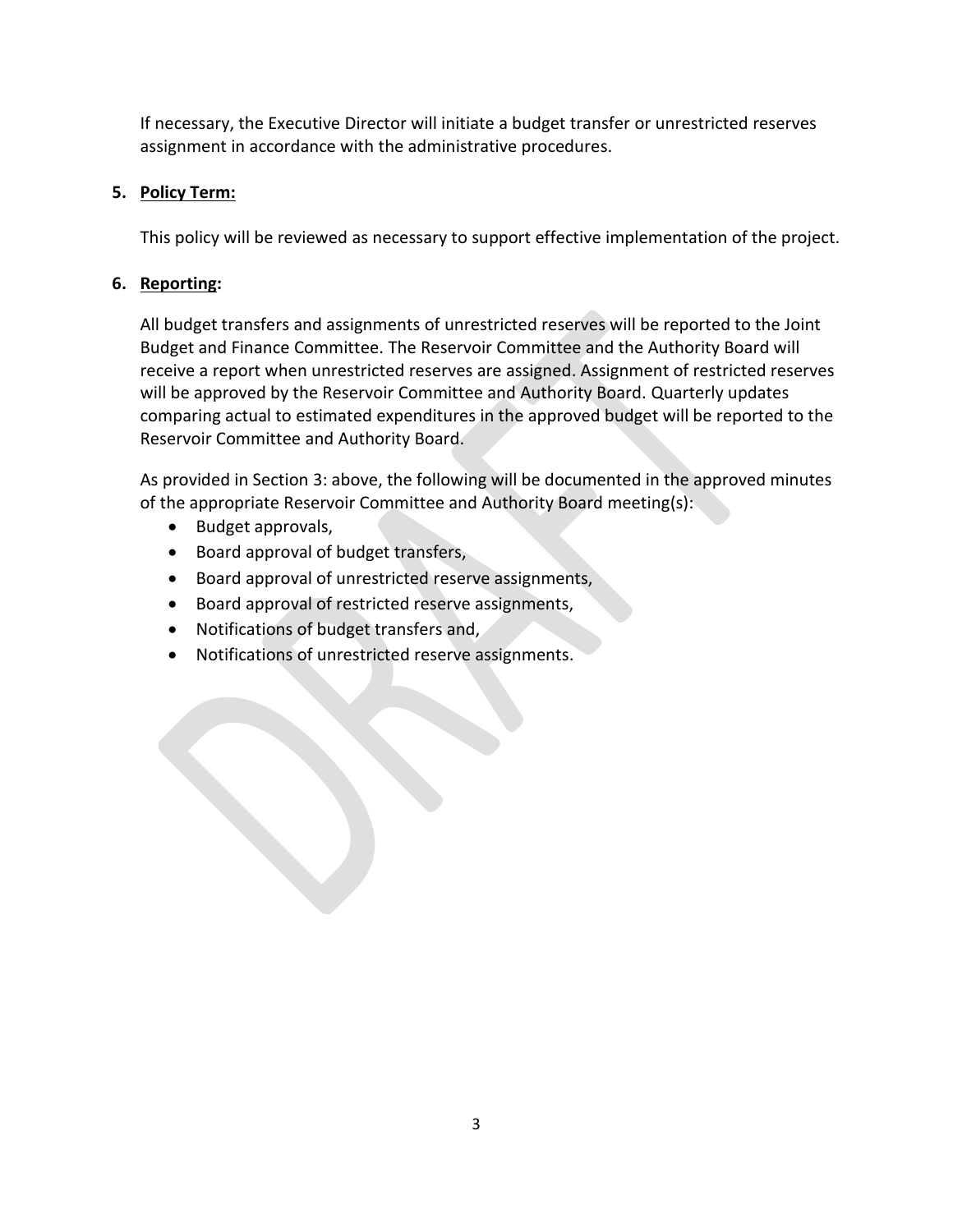If necessary, the Executive Director will initiate a budget transfer or unrestricted reserves assignment in accordance with the administrative procedures.

**5. Policy Term:**

This policy will be reviewed as necessary to support effective implementation of the project.

**6. Reporting:**

All budget transfers and assignments of unrestricted reserves will be reported to the Joint Budget and Finance Committee. The Reservoir Committee and the Authority Board will receive a report when unrestricted reserves are assigned. Assignment of restricted reserves will be approved by the Reservoir Committee and Authority Board. Quarterly updates comparing actual to estimated expenditures in the approved budget will be reported to the Reservoir Committee and Authority Board.

As provided in Section 3: above, the following will be documented in the approved minutes of the appropriate Reservoir Committee and Authority Board meeting(s):

- Budget approvals,
- Board approval of budget transfers,
- Board approval of unrestricted reserve assignments,
- Board approval of restricted reserve assignments,
- Notifications of budget transfers and,
- Notifications of unrestricted reserve assignments.